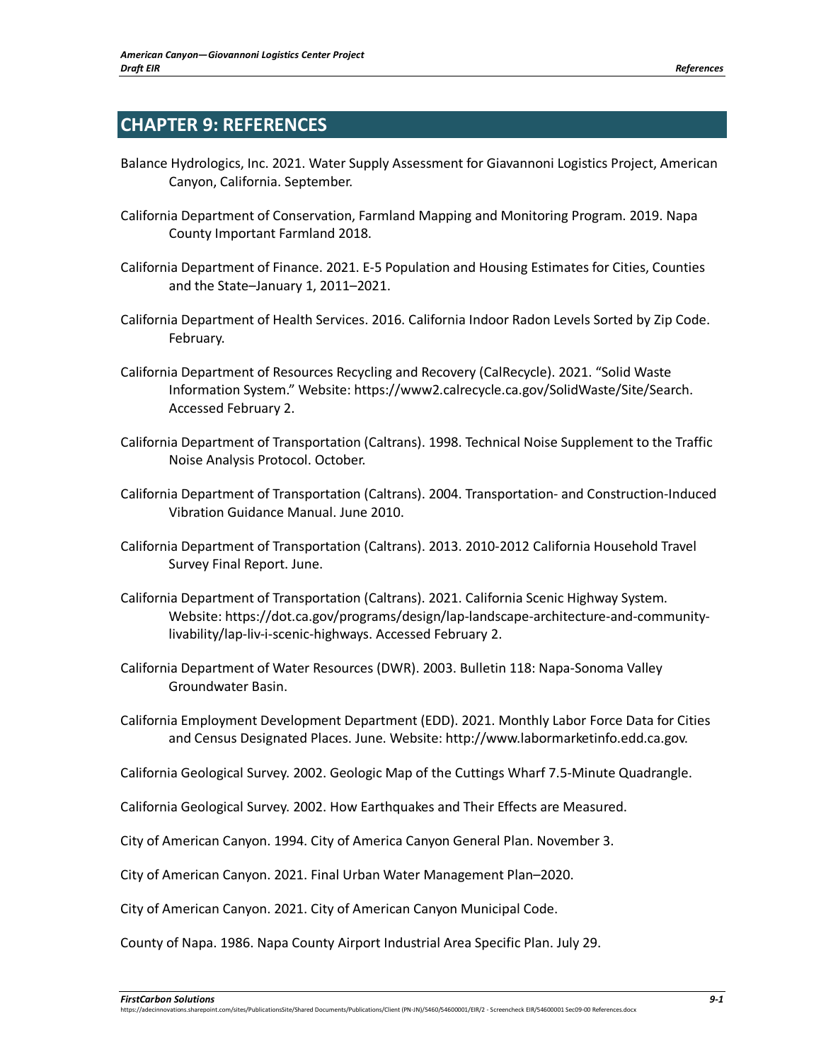# CHAPTER 9: REFERENCES

Balance Hydrologics, Inc. 2021. Water Supply Assessment for Giavannoni Logistics Project, American Canyon, California. September.

California Department of Conservation, Farmland Mapping and Monitoring Program. 2019. Napa County Important Farmland 2018.

California Department of Finance. 2021. E-5 Population and Housing Estimates for Cities, Counties and the State–January 1, 2011–2021.

California Department of Health Services. 2016. California Indoor Radon Levels Sorted by Zip Code. February.

California Department of Resources Recycling and Recovery (CalRecycle). 2021. "Solid Waste Information System." Website: https://www2.calrecycle.ca.gov/SolidWaste/Site/Search. Accessed February 2.

California Department of Transportation (Caltrans). 1998. Technical Noise Supplement to the Traffic Noise Analysis Protocol. October.

California Department of Transportation (Caltrans). 2004. Transportation- and Construction-Induced Vibration Guidance Manual. June 2010.

California Department of Transportation (Caltrans). 2013. 2010-2012 California Household Travel Survey Final Report. June.

California Department of Transportation (Caltrans). 2021. California Scenic Highway System. Website: https://dot.ca.gov/programs/design/lap-landscape-architecture-and-community-livability/lap-liv-i-scenic-highways. Accessed February 2.

California Department of Water Resources (DWR). 2003. Bulletin 118: Napa-Sonoma Valley Groundwater Basin.

California Employment Development Department (EDD). 2021. Monthly Labor Force Data for Cities and Census Designated Places. June. Website: http://www.labormarketinfo.edd.ca.gov.

California Geological Survey. 2002. Geologic Map of the Cuttings Wharf 7.5-Minute Quadrangle.

California Geological Survey. 2002. How Earthquakes and Their Effects are Measured.

City of American Canyon. 1994. City of America Canyon General Plan. November 3.

City of American Canyon. 2021. Final Urban Water Management Plan–2020.

City of American Canyon. 2021. City of American Canyon Municipal Code.

County of Napa. 1986. Napa County Airport Industrial Area Specific Plan. July 29.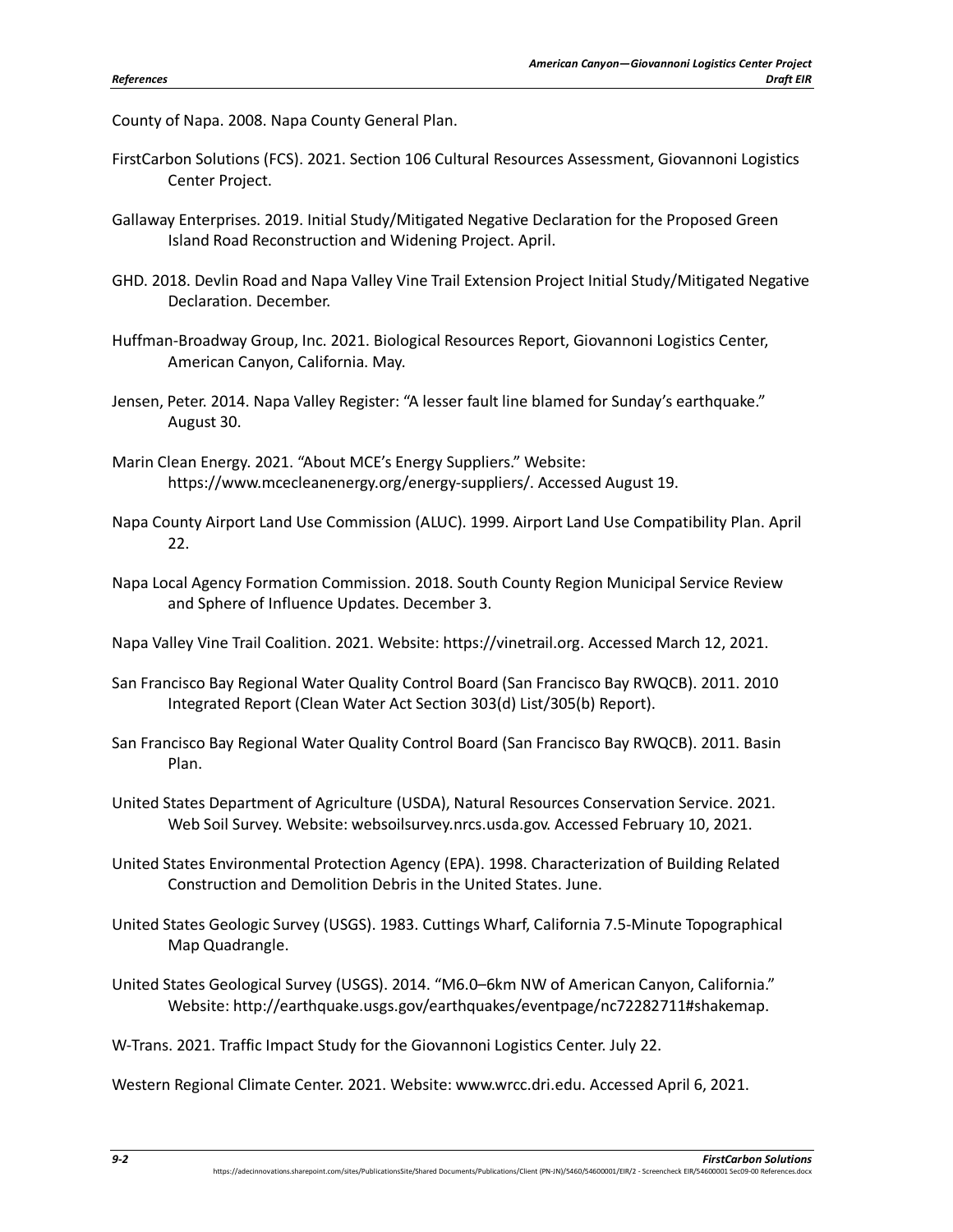County of Napa. 2008. Napa County General Plan.

FirstCarbon Solutions (FCS). 2021. Section 106 Cultural Resources Assessment, Giovannoni Logistics Center Project.

Gallaway Enterprises. 2019. Initial Study/Mitigated Negative Declaration for the Proposed Green Island Road Reconstruction and Widening Project. April.

GHD. 2018. Devlin Road and Napa Valley Vine Trail Extension Project Initial Study/Mitigated Negative Declaration. December.

Huffman-Broadway Group, Inc. 2021. Biological Resources Report, Giovannoni Logistics Center, American Canyon, California. May.

Jensen, Peter. 2014. Napa Valley Register: "A lesser fault line blamed for Sunday's earthquake." August 30.

Marin Clean Energy. 2021. "About MCE's Energy Suppliers." Website: https://www.mcecleanenergy.org/energy-suppliers/. Accessed August 19.

Napa County Airport Land Use Commission (ALUC). 1999. Airport Land Use Compatibility Plan. April 22.

Napa Local Agency Formation Commission. 2018. South County Region Municipal Service Review and Sphere of Influence Updates. December 3.

Napa Valley Vine Trail Coalition. 2021. Website: https://vinetrail.org. Accessed March 12, 2021.

San Francisco Bay Regional Water Quality Control Board (San Francisco Bay RWQCB). 2011. 2010 Integrated Report (Clean Water Act Section 303(d) List/305(b) Report).

San Francisco Bay Regional Water Quality Control Board (San Francisco Bay RWQCB). 2011. Basin Plan.

United States Department of Agriculture (USDA), Natural Resources Conservation Service. 2021. Web Soil Survey. Website: websoilsurvey.nrcs.usda.gov. Accessed February 10, 2021.

United States Environmental Protection Agency (EPA). 1998. Characterization of Building Related Construction and Demolition Debris in the United States. June.

United States Geologic Survey (USGS). 1983. Cuttings Wharf, California 7.5-Minute Topographical Map Quadrangle.

United States Geological Survey (USGS). 2014. "M6.0–6km NW of American Canyon, California." Website: http://earthquake.usgs.gov/earthquakes/eventpage/nc72282711#shakemap.

W-Trans. 2021. Traffic Impact Study for the Giovannoni Logistics Center. July 22.

Western Regional Climate Center. 2021. Website: www.wrcc.dri.edu. Accessed April 6, 2021.